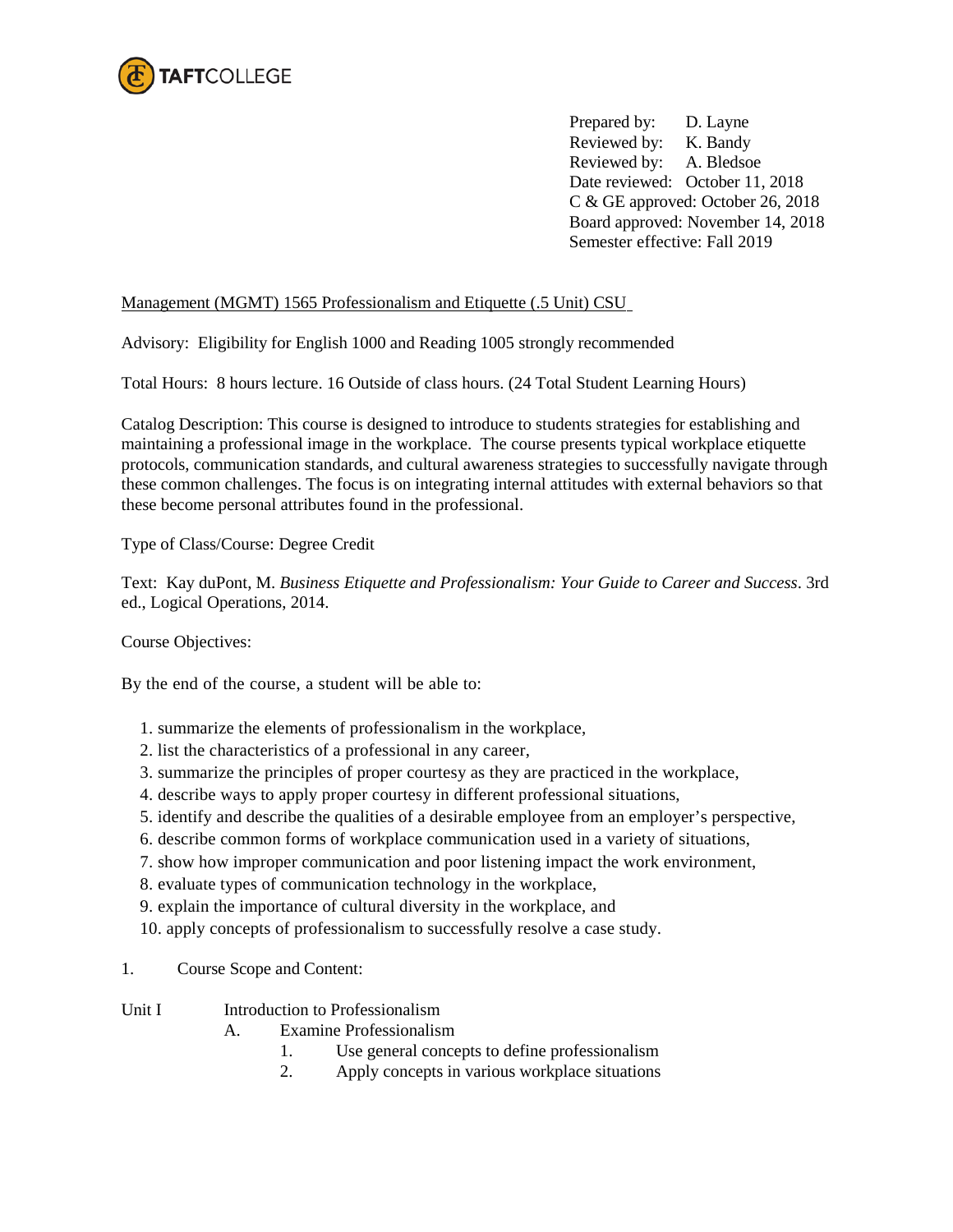TAFTCOLLEGE

Prepared by: D. Layne
Reviewed by: K. Bandy
Reviewed by: A. Bledsoe
Date reviewed: October 11, 2018
C & GE approved: October 26, 2018
Board approved: November 14, 2018
Semester effective: Fall 2019

Management (MGMT) 1565 Professionalism and Etiquette (.5 Unit) CSU

Advisory: Eligibility for English 1000 and Reading 1005 strongly recommended

Total Hours: 8 hours lecture. 16 Outside of class hours. (24 Total Student Learning Hours)

Catalog Description: This course is designed to introduce to students strategies for establishing and maintaining a professional image in the workplace. The course presents typical workplace etiquette protocols, communication standards, and cultural awareness strategies to successfully navigate through these common challenges. The focus is on integrating internal attitudes with external behaviors so that these become personal attributes found in the professional.

Type of Class/Course: Degree Credit

Text: Kay duPont, M. *Business Etiquette and Professionalism: Your Guide to Career and Success*. 3rd ed., Logical Operations, 2014.

Course Objectives:

By the end of the course, a student will be able to:

1. summarize the elements of professionalism in the workplace,
2. list the characteristics of a professional in any career,
3. summarize the principles of proper courtesy as they are practiced in the workplace,
4. describe ways to apply proper courtesy in different professional situations,
5. identify and describe the qualities of a desirable employee from an employer's perspective,
6. describe common forms of workplace communication used in a variety of situations,
7. show how improper communication and poor listening impact the work environment,
8. evaluate types of communication technology in the workplace,
9. explain the importance of cultural diversity in the workplace, and
10. apply concepts of professionalism to successfully resolve a case study.

1. Course Scope and Content:

Unit I Introduction to Professionalism

- A. Examine Professionalism
  1. Use general concepts to define professionalism
  2. Apply concepts in various workplace situations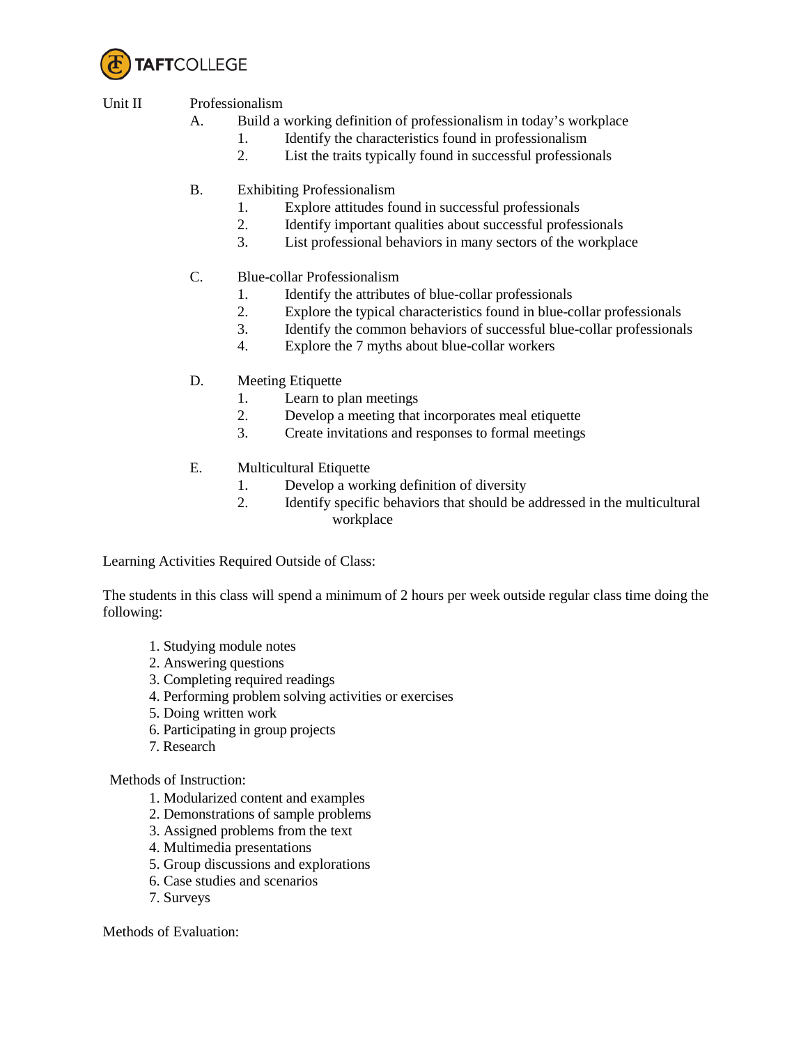Unit II Professionalism

A. Build a working definition of professionalism in today's workplace
   1. Identify the characteristics found in professionalism
   2. List the traits typically found in successful professionals

B. Exhibiting Professionalism
   1. Explore attitudes found in successful professionals
   2. Identify important qualities about successful professionals
   3. List professional behaviors in many sectors of the workplace

C. Blue-collar Professionalism
   1. Identify the attributes of blue-collar professionals
   2. Explore the typical characteristics found in blue-collar professionals
   3. Identify the common behaviors of successful blue-collar professionals
   4. Explore the 7 myths about blue-collar workers

D. Meeting Etiquette
   1. Learn to plan meetings
   2. Develop a meeting that incorporates meal etiquette
   3. Create invitations and responses to formal meetings

E. Multicultural Etiquette
   1. Develop a working definition of diversity
   2. Identify specific behaviors that should be addressed in the multicultural workplace

Learning Activities Required Outside of Class:

The students in this class will spend a minimum of 2 hours per week outside regular class time doing the following:

1. Studying module notes
2. Answering questions
3. Completing required readings
4. Performing problem solving activities or exercises
5. Doing written work
6. Participating in group projects
7. Research

Methods of Instruction:

1. Modularized content and examples
2. Demonstrations of sample problems
3. Assigned problems from the text
4. Multimedia presentations
5. Group discussions and explorations
6. Case studies and scenarios
7. Surveys

Methods of Evaluation: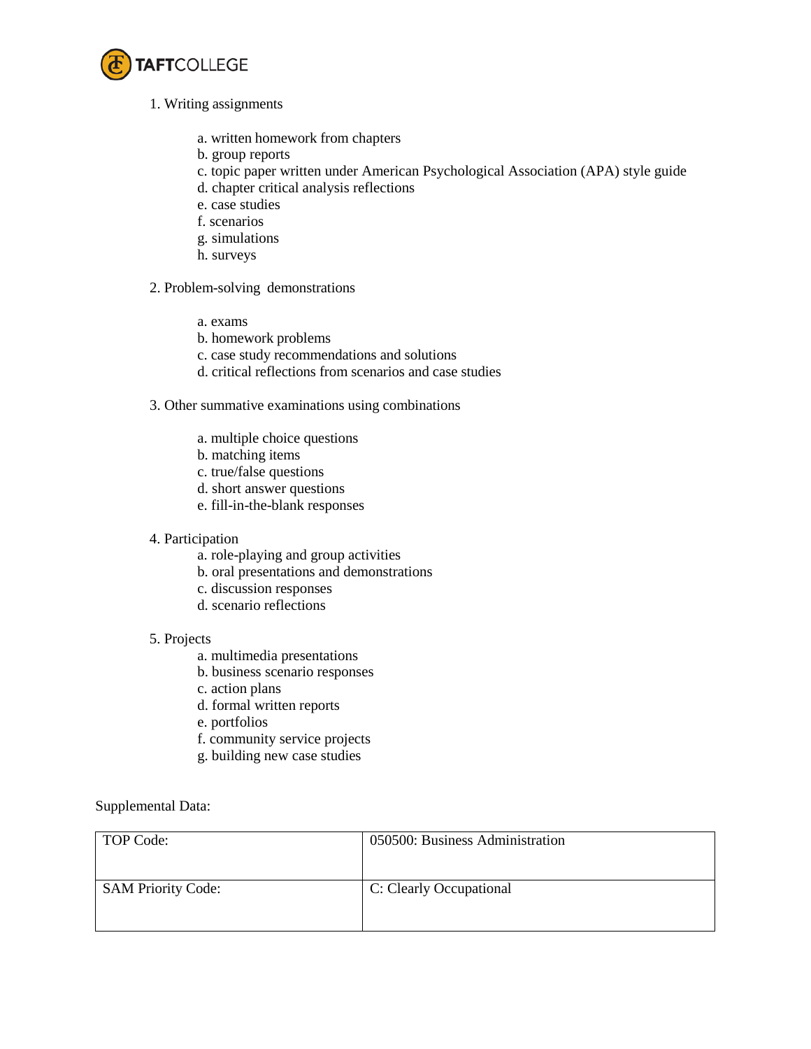1. Writing assignments

    a. written homework from chapters
    b. group reports
    c. topic paper written under American Psychological Association (APA) style guide
    d. chapter critical analysis reflections
    e. case studies
    f. scenarios
    g. simulations
    h. surveys

2. Problem-solving demonstrations

    a. exams
    b. homework problems
    c. case study recommendations and solutions
    d. critical reflections from scenarios and case studies

3. Other summative examinations using combinations

    a. multiple choice questions
    b. matching items
    c. true/false questions
    d. short answer questions
    e. fill-in-the-blank responses

4. Participation
    a. role-playing and group activities
    b. oral presentations and demonstrations
    c. discussion responses
    d. scenario reflections

5. Projects
    a. multimedia presentations
    b. business scenario responses
    c. action plans
    d. formal written reports
    e. portfolios
    f. community service projects
    g. building new case studies

Supplemental Data:

| TOP Code: | 050500: Business Administration |
| --- | --- |
| SAM Priority Code: | C: Clearly Occupational |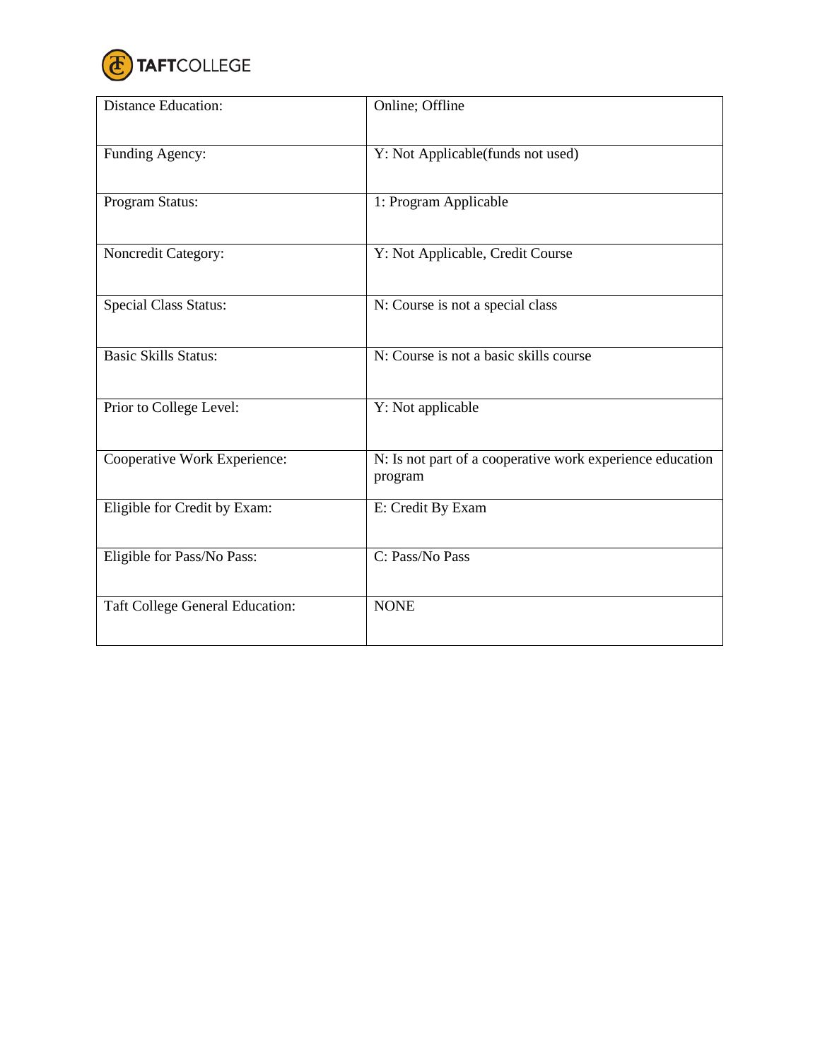| | |
|---|---|
| Distance Education: | Online; Offline |
| Funding Agency: | Y: Not Applicable(funds not used) |
| Program Status: | 1: Program Applicable |
| Noncredit Category: | Y: Not Applicable, Credit Course |
| Special Class Status: | N: Course is not a special class |
| Basic Skills Status: | N: Course is not a basic skills course |
| Prior to College Level: | Y: Not applicable |
| Cooperative Work Experience: | N: Is not part of a cooperative work experience education program |
| Eligible for Credit by Exam: | E: Credit By Exam |
| Eligible for Pass/No Pass: | C: Pass/No Pass |
| Taft College General Education: | NONE |